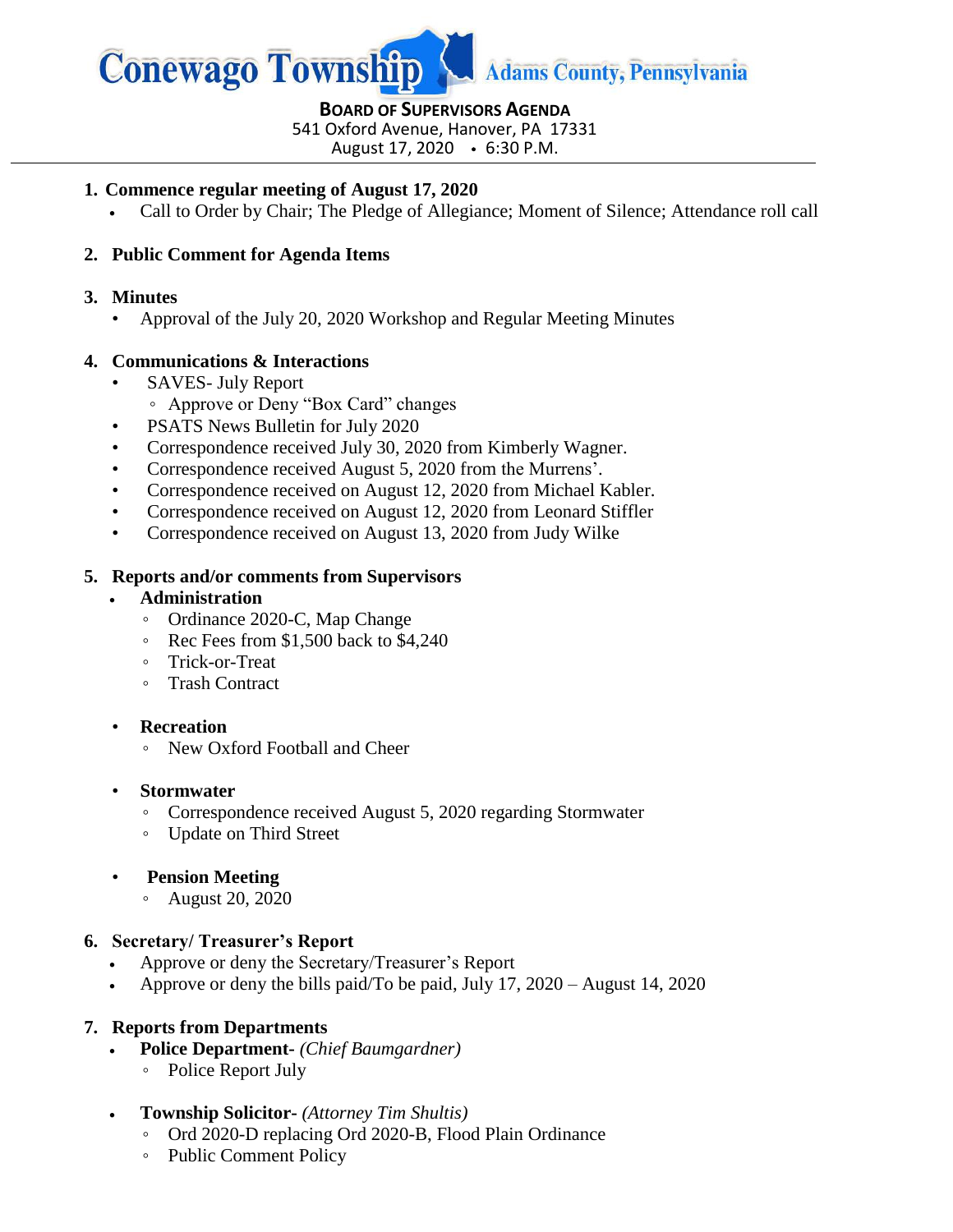# Conewago Township Adams County, Pennsylvania

**BOARD OF SUPERVISORS AGENDA**
541 Oxford Avenue, Hanover, PA 17331
August 17, 2020 • 6:30 P.M.

---

1. **Commence regular meeting of August 17, 2020**
   - Call to Order by Chair; The Pledge of Allegiance; Moment of Silence; Attendance roll call

2. **Public Comment for Agenda Items**

3. **Minutes**
   - Approval of the July 20, 2020 Workshop and Regular Meeting Minutes

4. **Communications & Interactions**
   - SAVES- July Report
     - Approve or Deny "Box Card" changes
   - PSATS News Bulletin for July 2020
   - Correspondence received July 30, 2020 from Kimberly Wagner.
   - Correspondence received August 5, 2020 from the Murrens'.
   - Correspondence received on August 12, 2020 from Michael Kabler.
   - Correspondence received on August 12, 2020 from Leonard Stiffler
   - Correspondence received on August 13, 2020 from Judy Wilke

5. **Reports and/or comments from Supervisors**
   - **Administration**
     - Ordinance 2020-C, Map Change
     - Rec Fees from $1,500 back to $4,240
     - Trick-or-Treat
     - Trash Contract
   - **Recreation**
     - New Oxford Football and Cheer
   - **Stormwater**
     - Correspondence received August 5, 2020 regarding Stormwater
     - Update on Third Street
   - **Pension Meeting**
     - August 20, 2020

6. **Secretary/ Treasurer's Report**
   - Approve or deny the Secretary/Treasurer's Report
   - Approve or deny the bills paid/To be paid, July 17, 2020 – August 14, 2020

7. **Reports from Departments**
   - **Police Department**- *(Chief Baumgardner)*
     - Police Report July
   - **Township Solicitor**- *(Attorney Tim Shultis)*
     - Ord 2020-D replacing Ord 2020-B, Flood Plain Ordinance
     - Public Comment Policy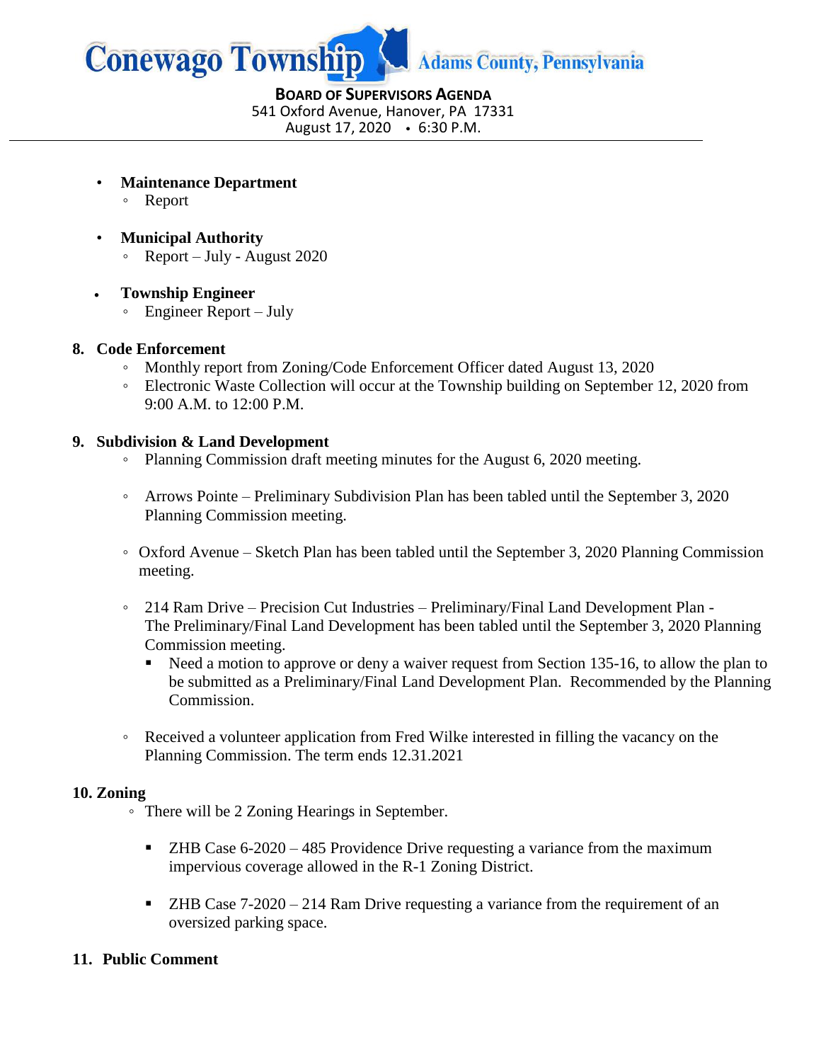- **Maintenance Department**
  - Report
- **Municipal Authority**
  - Report – July - August 2020
- **Township Engineer**
  - Engineer Report – July

**8. Code Enforcement**

- Monthly report from Zoning/Code Enforcement Officer dated August 13, 2020
- Electronic Waste Collection will occur at the Township building on September 12, 2020 from 9:00 A.M. to 12:00 P.M.

**9. Subdivision & Land Development**

- Planning Commission draft meeting minutes for the August 6, 2020 meeting.
- Arrows Pointe – Preliminary Subdivision Plan has been tabled until the September 3, 2020 Planning Commission meeting.
- Oxford Avenue – Sketch Plan has been tabled until the September 3, 2020 Planning Commission meeting.
- 214 Ram Drive – Precision Cut Industries – Preliminary/Final Land Development Plan - The Preliminary/Final Land Development has been tabled until the September 3, 2020 Planning Commission meeting.
  - Need a motion to approve or deny a waiver request from Section 135-16, to allow the plan to be submitted as a Preliminary/Final Land Development Plan. Recommended by the Planning Commission.
- Received a volunteer application from Fred Wilke interested in filling the vacancy on the Planning Commission. The term ends 12.31.2021

**10. Zoning**

- There will be 2 Zoning Hearings in September.
  - ZHB Case 6-2020 – 485 Providence Drive requesting a variance from the maximum impervious coverage allowed in the R-1 Zoning District.
  - ZHB Case 7-2020 – 214 Ram Drive requesting a variance from the requirement of an oversized parking space.

**11. Public Comment**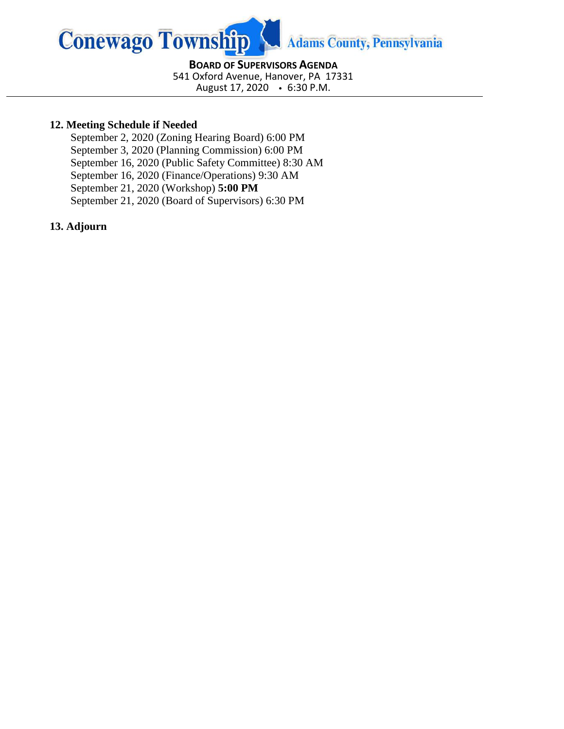**Conewago Township** Adams County, Pennsylvania

**BOARD OF SUPERVISORS AGENDA**
541 Oxford Avenue, Hanover, PA 17331
August 17, 2020 • 6:30 P.M.

**12. Meeting Schedule if Needed**

September 2, 2020 (Zoning Hearing Board) 6:00 PM
September 3, 2020 (Planning Commission) 6:00 PM
September 16, 2020 (Public Safety Committee) 8:30 AM
September 16, 2020 (Finance/Operations) 9:30 AM
September 21, 2020 (Workshop) **5:00 PM**
September 21, 2020 (Board of Supervisors) 6:30 PM

**13. Adjourn**